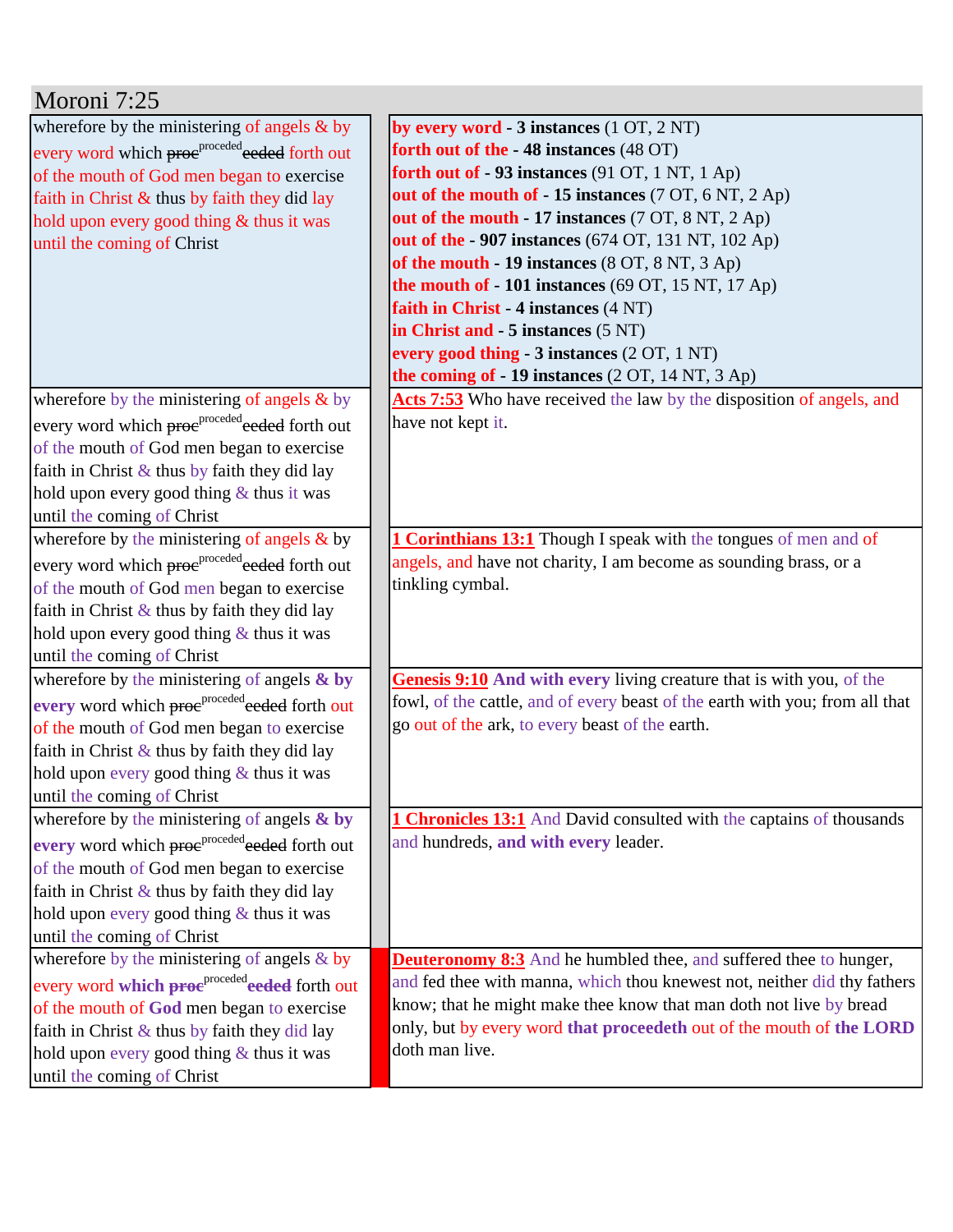# Moroni 7:25

| | |
|---|---|
| wherefore by the ministering of angels & by every word which ~~proc~~[proceded]~~eeded~~ forth out of the mouth of God men began to exercise faith in Christ & thus by faith they did lay hold upon every good thing & thus it was until the coming of Christ | **by every word - 3 instances** (1 OT, 2 NT)<br>**forth out of the - 48 instances** (48 OT)<br>**forth out of - 93 instances** (91 OT, 1 NT, 1 Ap)<br>**out of the mouth of - 15 instances** (7 OT, 6 NT, 2 Ap)<br>**out of the mouth - 17 instances** (7 OT, 8 NT, 2 Ap)<br>**out of the - 907 instances** (674 OT, 131 NT, 102 Ap)<br>**of the mouth - 19 instances** (8 OT, 8 NT, 3 Ap)<br>**the mouth of - 101 instances** (69 OT, 15 NT, 17 Ap)<br>**faith in Christ - 4 instances** (4 NT)<br>**in Christ and - 5 instances** (5 NT)<br>**every good thing - 3 instances** (2 OT, 1 NT)<br>**the coming of - 19 instances** (2 OT, 14 NT, 3 Ap) |
| wherefore by the ministering of angels & by every word which ~~proc~~[proceded]~~eeded~~ forth out of the mouth of God men began to exercise faith in Christ & thus by faith they did lay hold upon every good thing & thus it was until the coming of Christ | **Acts 7:53** Who have received the law by the disposition of angels, and have not kept it. |
| wherefore by the ministering of angels & by every word which ~~proc~~[proceded]~~eeded~~ forth out of the mouth of God men began to exercise faith in Christ & thus by faith they did lay hold upon every good thing & thus it was until the coming of Christ | **1 Corinthians 13:1** Though I speak with the tongues of men and of angels, and have not charity, I am become as sounding brass, or a tinkling cymbal. |
| wherefore by the ministering of angels **& by every** word which ~~proc~~[proceded]~~eeded~~ forth out of the mouth of God men began to exercise faith in Christ & thus by faith they did lay hold upon every good thing & thus it was until the coming of Christ | **Genesis 9:10** **And with every** living creature that is with you, of the fowl, of the cattle, and of every beast of the earth with you; from all that go out of the ark, to every beast of the earth. |
| wherefore by the ministering of angels **& by every** word which ~~proc~~[proceded]~~eeded~~ forth out of the mouth of God men began to exercise faith in Christ & thus by faith they did lay hold upon every good thing & thus it was until the coming of Christ | **1 Chronicles 13:1** And David consulted with the captains of thousands and hundreds, **and with every** leader. |
| wherefore by the ministering of angels & by every word **which** ~~**proc**~~[proceded]~~**eeded**~~ forth out of the mouth of **God** men began to exercise faith in Christ & thus by faith they did lay hold upon every good thing & thus it was until the coming of Christ | **Deuteronomy 8:3** And he humbled thee, and suffered thee to hunger, and fed thee with manna, which thou knewest not, neither did thy fathers know; that he might make thee know that man doth not live by bread only, but by every word **that proceedeth** out of the mouth of **the LORD** doth man live. |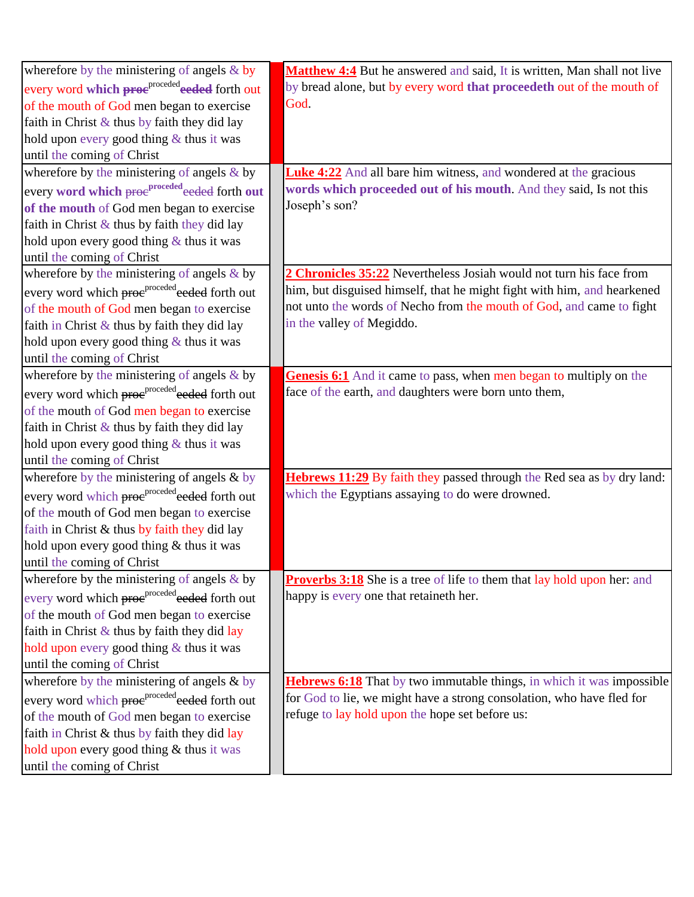| | | |
|---|---|---|
| wherefore by the ministering of angels & by every word which ~~proc~~proceeded~~eeded~~ forth out of the mouth of God men began to exercise faith in Christ & thus by faith they did lay hold upon every good thing & thus it was until the coming of Christ | | **Matthew 4:4** But he answered and said, It is written, Man shall not live by bread alone, but by every word **that proceedeth** out of the mouth of God. |
| wherefore by the ministering of angels & by every **word which** ~~proc~~**proceeded**~~eeded~~ forth **out of the mouth** of God men began to exercise faith in Christ & thus by faith they did lay hold upon every good thing & thus it was until the coming of Christ | | **Luke 4:22** And all bare him witness, and wondered at the gracious **words which proceeded out of his mouth**. And they said, Is not this Joseph's son? |
| wherefore by the ministering of angels & by every word which ~~proc~~proceeded~~eeded~~ forth out of the mouth of God men began to exercise faith in Christ & thus by faith they did lay hold upon every good thing & thus it was until the coming of Christ | | **2 Chronicles 35:22** Nevertheless Josiah would not turn his face from him, but disguised himself, that he might fight with him, and hearkened not unto the words of Necho from the mouth of God, and came to fight in the valley of Megiddo. |
| wherefore by the ministering of angels & by every word which ~~proc~~proceeded~~eeded~~ forth out of the mouth of God men began to exercise faith in Christ & thus by faith they did lay hold upon every good thing & thus it was until the coming of Christ | | **Genesis 6:1** And it came to pass, when men began to multiply on the face of the earth, and daughters were born unto them, |
| wherefore by the ministering of angels & by every word which ~~proc~~proceeded~~eeded~~ forth out of the mouth of God men began to exercise faith in Christ & thus by faith they did lay hold upon every good thing & thus it was until the coming of Christ | | **Hebrews 11:29** By faith they passed through the Red sea as by dry land: which the Egyptians assaying to do were drowned. |
| wherefore by the ministering of angels & by every word which ~~proc~~proceeded~~eeded~~ forth out of the mouth of God men began to exercise faith in Christ & thus by faith they did lay hold upon every good thing & thus it was until the coming of Christ | | **Proverbs 3:18** She is a tree of life to them that lay hold upon her: and happy is every one that retaineth her. |
| wherefore by the ministering of angels & by every word which ~~proc~~proceeded~~eeded~~ forth out of the mouth of God men began to exercise faith in Christ & thus by faith they did lay hold upon every good thing & thus it was until the coming of Christ | | **Hebrews 6:18** That by two immutable things, in which it was impossible for God to lie, we might have a strong consolation, who have fled for refuge to lay hold upon the hope set before us: |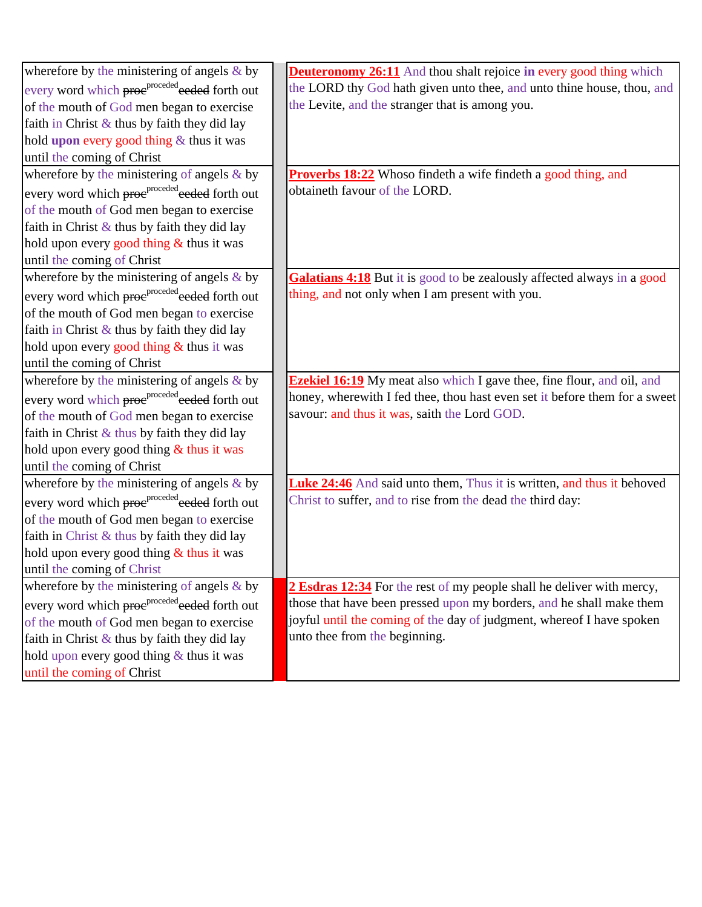| | | |
|---|---|---|
| wherefore by the ministering of angels & by every word which ~~proc~~[proceeded]~~eeded~~ forth out of the mouth of God men began to exercise faith in Christ & thus by faith they did lay hold **upon** every good thing & thus it was until the coming of Christ | | **Deuteronomy 26:11** And thou shalt rejoice **in** every good thing which the LORD thy God hath given unto thee, and unto thine house, thou, and the Levite, and the stranger that is among you. |
| wherefore by the ministering of angels & by every word which ~~proc~~[proceeded]~~eeded~~ forth out of the mouth of God men began to exercise faith in Christ & thus by faith they did lay hold upon every good thing & thus it was until the coming of Christ | | **Proverbs 18:22** Whoso findeth a wife findeth a good thing, and obtaineth favour of the LORD. |
| wherefore by the ministering of angels & by every word which ~~proc~~[proceeded]~~eeded~~ forth out of the mouth of God men began to exercise faith in Christ & thus by faith they did lay hold upon every good thing & thus it was until the coming of Christ | | **Galatians 4:18** But it is good to be zealously affected always in a good thing, and not only when I am present with you. |
| wherefore by the ministering of angels & by every word which ~~proc~~[proceeded]~~eeded~~ forth out of the mouth of God men began to exercise faith in Christ & thus by faith they did lay hold upon every good thing & thus it was until the coming of Christ | | **Ezekiel 16:19** My meat also which I gave thee, fine flour, and oil, and honey, wherewith I fed thee, thou hast even set it before them for a sweet savour: and thus it was, saith the Lord GOD. |
| wherefore by the ministering of angels & by every word which ~~proc~~[proceeded]~~eeded~~ forth out of the mouth of God men began to exercise faith in Christ & thus by faith they did lay hold upon every good thing & thus it was until the coming of Christ | | **Luke 24:46** And said unto them, Thus it is written, and thus it behoved Christ to suffer, and to rise from the dead the third day: |
| wherefore by the ministering of angels & by every word which ~~proc~~[proceeded]~~eeded~~ forth out of the mouth of God men began to exercise faith in Christ & thus by faith they did lay hold upon every good thing & thus it was until the coming of Christ | | **2 Esdras 12:34** For the rest of my people shall he deliver with mercy, those that have been pressed upon my borders, and he shall make them joyful until the coming of the day of judgment, whereof I have spoken unto thee from the beginning. |